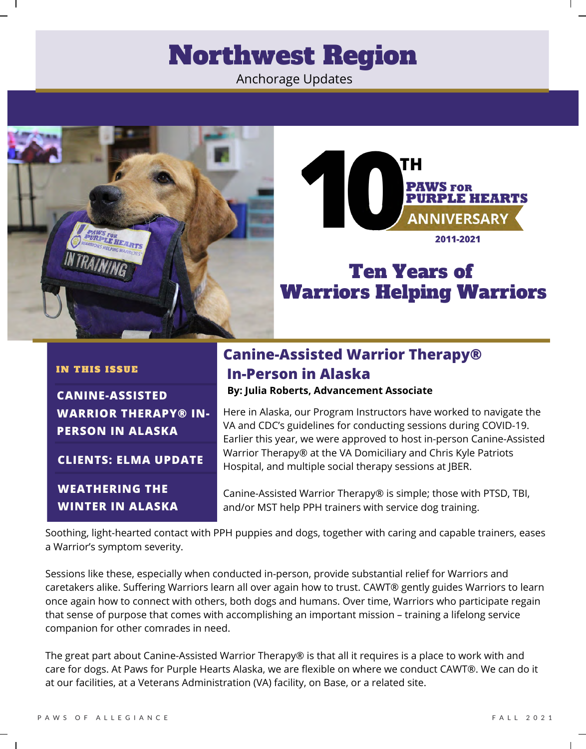# Northwest Region

Anchorage Updates

10TH PAWS FOR PURPLE HEARTS ANNIVERSARY

2011-2021

## Ten Years of Warriors Helping Warriors

**IN THIS ISSUE**

- **CANINE-ASSISTED WARRIOR THERAPY® IN-PERSON IN ALASKA**
- **CLIENTS: ELMA UPDATE**
- **WEATHERING THE WINTER IN ALASKA**

## Canine-Assisted Warrior Therapy® In-Person in Alaska

**By: Julia Roberts, Advancement Associate**

Here in Alaska, our Program Instructors have worked to navigate the VA and CDC's guidelines for conducting sessions during COVID-19. Earlier this year, we were approved to host in-person Canine-Assisted Warrior Therapy® at the VA Domiciliary and Chris Kyle Patriots Hospital, and multiple social therapy sessions at JBER.

Canine-Assisted Warrior Therapy® is simple; those with PTSD, TBI, and/or MST help PPH trainers with service dog training. Soothing, light-hearted contact with PPH puppies and dogs, together with caring and capable trainers, eases a Warrior's symptom severity.

Sessions like these, especially when conducted in-person, provide substantial relief for Warriors and caretakers alike. Suffering Warriors learn all over again how to trust. CAWT® gently guides Warriors to learn once again how to connect with others, both dogs and humans. Over time, Warriors who participate regain that sense of purpose that comes with accomplishing an important mission – training a lifelong service companion for other comrades in need.

The great part about Canine-Assisted Warrior Therapy® is that all it requires is a place to work with and care for dogs. At Paws for Purple Hearts Alaska, we are flexible on where we conduct CAWT®. We can do it at our facilities, at a Veterans Administration (VA) facility, on Base, or a related site.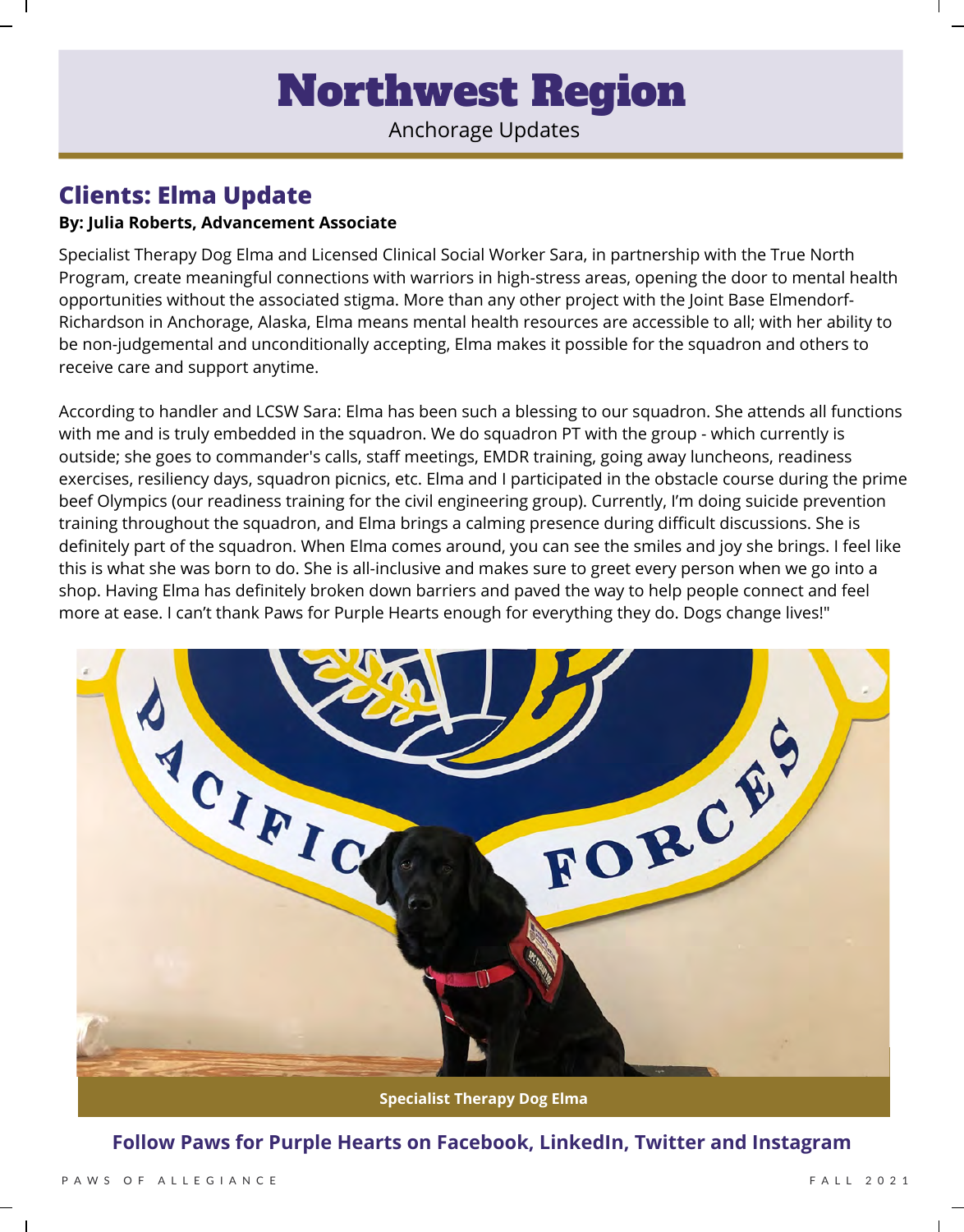# Northwest Region

Anchorage Updates

## Clients: Elma Update

**By: Julia Roberts, Advancement Associate**

Specialist Therapy Dog Elma and Licensed Clinical Social Worker Sara, in partnership with the True North Program, create meaningful connections with warriors in high-stress areas, opening the door to mental health opportunities without the associated stigma. More than any other project with the Joint Base Elmendorf-Richardson in Anchorage, Alaska, Elma means mental health resources are accessible to all; with her ability to be non-judgemental and unconditionally accepting, Elma makes it possible for the squadron and others to receive care and support anytime.

According to handler and LCSW Sara: Elma has been such a blessing to our squadron. She attends all functions with me and is truly embedded in the squadron. We do squadron PT with the group - which currently is outside; she goes to commander's calls, staff meetings, EMDR training, going away luncheons, readiness exercises, resiliency days, squadron picnics, etc. Elma and I participated in the obstacle course during the prime beef Olympics (our readiness training for the civil engineering group). Currently, I'm doing suicide prevention training throughout the squadron, and Elma brings a calming presence during difficult discussions. She is definitely part of the squadron. When Elma comes around, you can see the smiles and joy she brings. I feel like this is what she was born to do. She is all-inclusive and makes sure to greet every person when we go into a shop. Having Elma has definitely broken down barriers and paved the way to help people connect and feel more at ease. I can't thank Paws for Purple Hearts enough for everything they do. Dogs change lives!"

**Specialist Therapy Dog Elma**

**Follow Paws for Purple Hearts on Facebook, LinkedIn, Twitter and Instagram**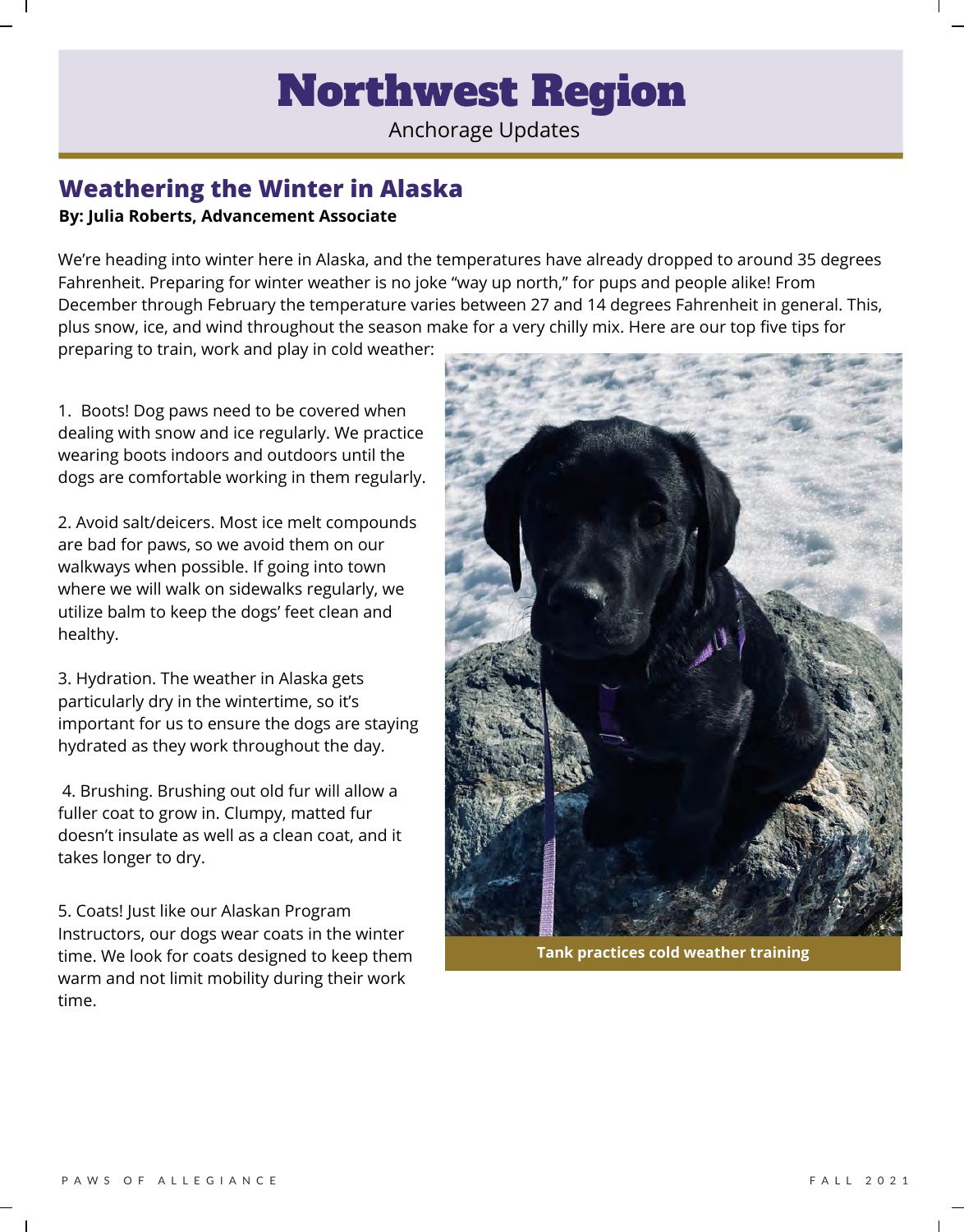# Northwest Region

Anchorage Updates

## Weathering the Winter in Alaska

**By: Julia Roberts, Advancement Associate**

We're heading into winter here in Alaska, and the temperatures have already dropped to around 35 degrees Fahrenheit. Preparing for winter weather is no joke "way up north," for pups and people alike! From December through February the temperature varies between 27 and 14 degrees Fahrenheit in general. This, plus snow, ice, and wind throughout the season make for a very chilly mix. Here are our top five tips for preparing to train, work and play in cold weather:

1. Boots! Dog paws need to be covered when dealing with snow and ice regularly. We practice wearing boots indoors and outdoors until the dogs are comfortable working in them regularly.

2. Avoid salt/deicers. Most ice melt compounds are bad for paws, so we avoid them on our walkways when possible. If going into town where we will walk on sidewalks regularly, we utilize balm to keep the dogs' feet clean and healthy.

3. Hydration. The weather in Alaska gets particularly dry in the wintertime, so it's important for us to ensure the dogs are staying hydrated as they work throughout the day.

4. Brushing. Brushing out old fur will allow a fuller coat to grow in. Clumpy, matted fur doesn't insulate as well as a clean coat, and it takes longer to dry.

5. Coats! Just like our Alaskan Program Instructors, our dogs wear coats in the winter time. We look for coats designed to keep them warm and not limit mobility during their work time.

**Tank practices cold weather training**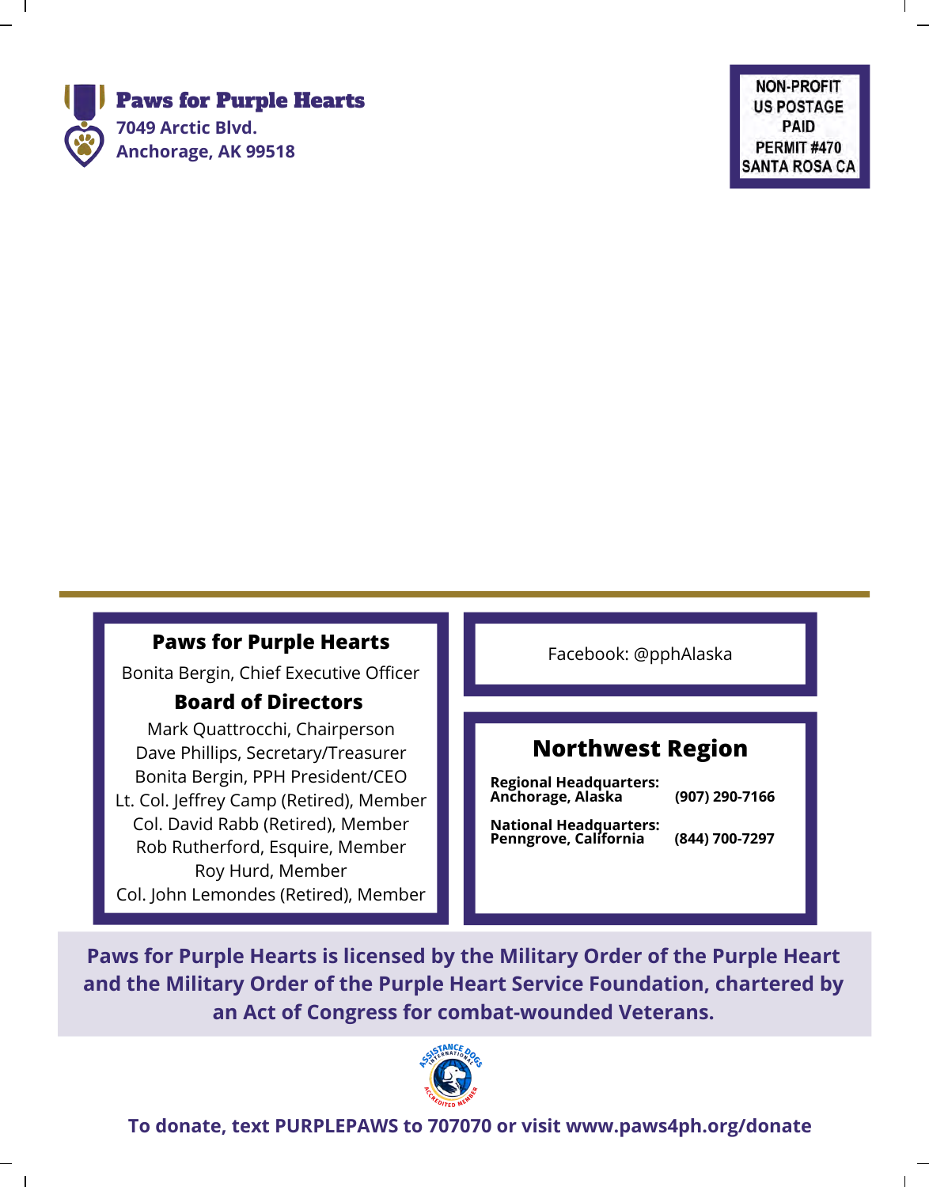**Paws for Purple Hearts**
7049 Arctic Blvd.
Anchorage, AK 99518

NON-PROFIT
US POSTAGE
PAID
PERMIT #470
SANTA ROSA CA

## Paws for Purple Hearts

Bonita Bergin, Chief Executive Officer

### Board of Directors

Mark Quattrocchi, Chairperson
Dave Phillips, Secretary/Treasurer
Bonita Bergin, PPH President/CEO
Lt. Col. Jeffrey Camp (Retired), Member
Col. David Rabb (Retired), Member
Rob Rutherford, Esquire, Member
Roy Hurd, Member
Col. John Lemondes (Retired), Member

Facebook: @pphAlaska

## Northwest Region

**Regional Headquarters:**
**Anchorage, Alaska** **(907) 290-7166**

**National Headquarters:**
**Penngrove, California** **(844) 700-7297**

**Paws for Purple Hearts is licensed by the Military Order of the Purple Heart and the Military Order of the Purple Heart Service Foundation, chartered by an Act of Congress for combat-wounded Veterans.**

ASSISTANCE DOGS INTERNATIONAL ACCREDITED MEMBER

**To donate, text PURPLEPAWS to 707070 or visit www.paws4ph.org/donate**